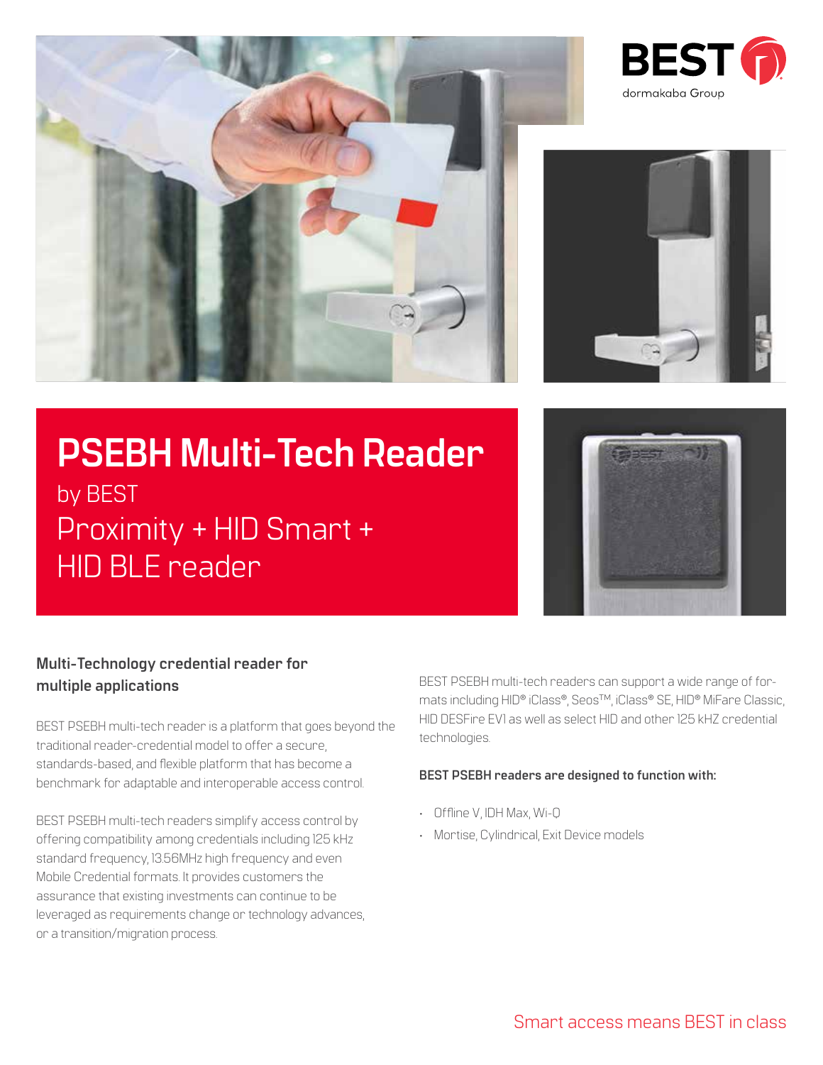BEST dormakaba Group

# PSEBH Multi-Tech Reader

by BEST

Proximity + HID Smart + HID BLE reader

## Multi-Technology credential reader for multiple applications

BEST PSEBH multi-tech reader is a platform that goes beyond the traditional reader-credential model to offer a secure, standards-based, and flexible platform that has become a benchmark for adaptable and interoperable access control.

BEST PSEBH multi-tech readers simplify access control by offering compatibility among credentials including 125 kHz standard frequency, 13.56MHz high frequency and even Mobile Credential formats. It provides customers the assurance that existing investments can continue to be leveraged as requirements change or technology advances, or a transition/migration process.

BEST PSEBH multi-tech readers can support a wide range of formats including HID® iClass®, Seos™, iClass® SE, HID® MiFare Classic, HID DESFire EV1 as well as select HID and other 125 kHZ credential technologies.

**BEST PSEBH readers are designed to function with:**

- Offline V, IDH Max, Wi-Q
- Mortise, Cylindrical, Exit Device models

Smart access means BEST in class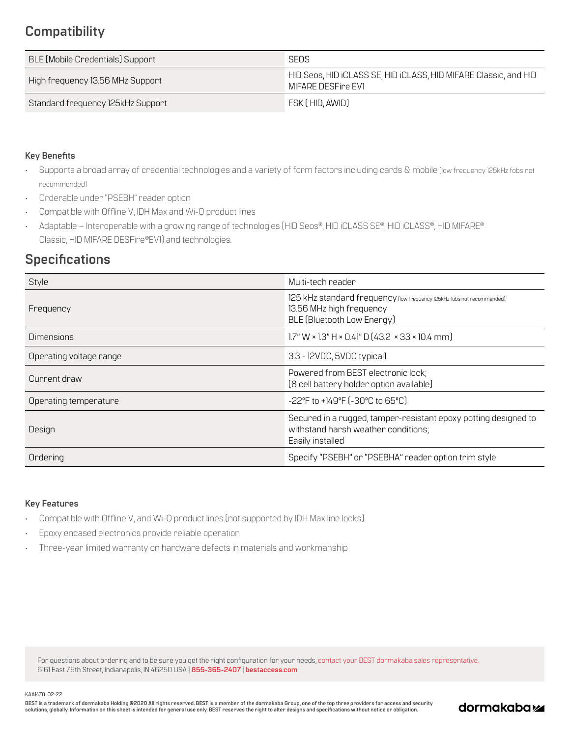## Compatibility

| | |
|---|---|
| BLE (Mobile Credentials) Support | SEOS |
| High frequency 13.56 MHz Support | HID Seos, HID iCLASS SE, HID iCLASS, HID MIFARE Classic, and HID MIFARE DESFire EV1 |
| Standard frequency 125kHz Support | FSK ( HID, AWID) |

**Key Benefits**

- Supports a broad array of credential technologies and a variety of form factors including cards & mobile (low frequency 125kHz fobs not recommended)
- Orderable under "PSEBH" reader option
- Compatible with Offline V, IDH Max and Wi-Q product lines
- Adaptable – Interoperable with a growing range of technologies (HID Seos®, HID iCLASS SE®, HID iCLASS®, HID MIFARE® Classic, HID MIFARE DESFire®EV1) and technologies.

## Specifications

| | |
|---|---|
| Style | Multi-tech reader |
| Frequency | 125 kHz standard frequency (low frequency 125kHz fobs not recommended)<br>13.56 MHz high frequency<br>BLE (Bluetooth Low Energy) |
| Dimensions | 1.7" W × 1.3" H × 0.41" D (43.2 × 33 × 10.4 mm) |
| Operating voltage range | 3.3 - 12VDC, 5VDC typicall |
| Current draw | Powered from BEST electronic lock;<br>(8 cell battery holder option available) |
| Operating temperature | -22°F to +149°F (-30°C to 65°C) |
| Design | Secured in a rugged, tamper-resistant epoxy potting designed to withstand harsh weather conditions;<br>Easily installed |
| Ordering | Specify "PSEBH" or "PSEBHA" reader option trim style |

**Key Features**

- Compatible with Offline V, and Wi-Q product lines (not supported by IDH Max line locks)
- Epoxy encased electronics provide reliable operation
- Three-year limited warranty on hardware defects in materials and workmanship

For questions about ordering and to be sure you get the right configuration for your needs, contact your BEST dormakaba sales representative.
6161 East 75th Street, Indianapolis, IN 46250 USA | 855-365-2407 | bestaccess.com

KAA1478 02-22

BEST is a trademark of dormakaba Holding ©2020 All rights reserved. BEST is a member of the dormakaba Group, one of the top three providers for access and security solutions, globally. Information on this sheet is intended for general use only. BEST reserves the right to alter designs and specifications without notice or obligation.

dormakaba